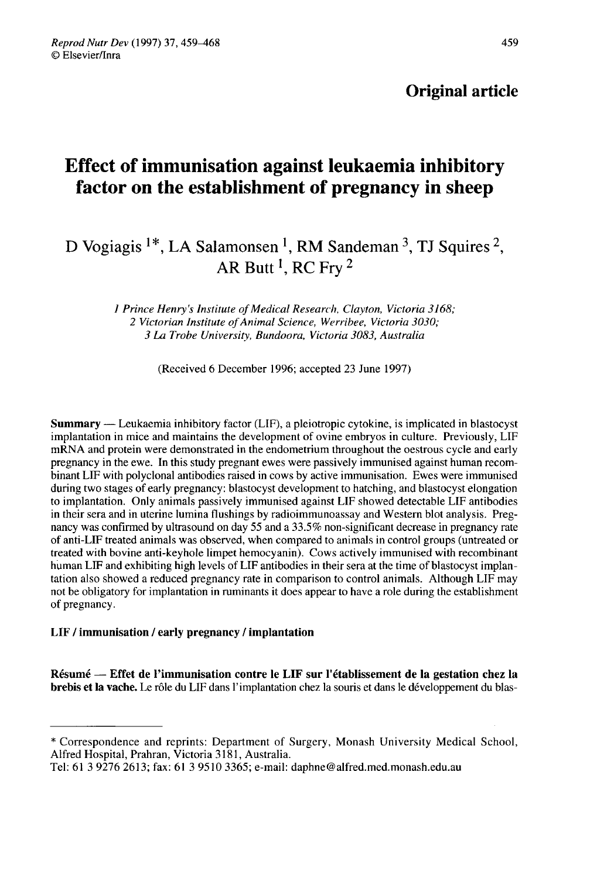Original article

# Effect of immunisation against leukaemia inhibitory factor on the establishment of pregnancy in sheep

D Vogiagis [1*], LA Salamonsen [1], RM Sandeman [3], TJ Squires [2], AR Butt [1], RC Fry [2]

*1 Prince Henry's Institute of Medical Research, Clayton, Victoria 3168;*
*2 Victorian Institute of Animal Science, Werribee, Victoria 3030;*
*3 La Trobe University, Bundoora, Victoria 3083, Australia*

(Received 6 December 1996; accepted 23 June 1997)

**Summary** — Leukaemia inhibitory factor (LIF), a pleiotropic cytokine, is implicated in blastocyst implantation in mice and maintains the development of ovine embryos in culture. Previously, LIF mRNA and protein were demonstrated in the endometrium throughout the oestrous cycle and early pregnancy in the ewe. In this study pregnant ewes were passively immunised against human recombinant LIF with polyclonal antibodies raised in cows by active immunisation. Ewes were immunised during two stages of early pregnancy: blastocyst development to hatching, and blastocyst elongation to implantation. Only animals passively immunised against LIF showed detectable LIF antibodies in their sera and in uterine lumina flushings by radioimmunoassay and Western blot analysis. Pregnancy was confirmed by ultrasound on day 55 and a 33.5% non-significant decrease in pregnancy rate of anti-LIF treated animals was observed, when compared to animals in control groups (untreated or treated with bovine anti-keyhole limpet hemocyanin). Cows actively immunised with recombinant human LIF and exhibiting high levels of LIF antibodies in their sera at the time of blastocyst implantation also showed a reduced pregnancy rate in comparison to control animals. Although LIF may not be obligatory for implantation in ruminants it does appear to have a role during the establishment of pregnancy.

**LIF / immunisation / early pregnancy / implantation**

**Résumé** — **Effet de l'immunisation contre le LIF sur l'établissement de la gestation chez la brebis et la vache.** Le rôle du LIF dans l'implantation chez la souris et dans le développement du blas-

---

\* Correspondence and reprints: Department of Surgery, Monash University Medical School, Alfred Hospital, Prahran, Victoria 3181, Australia.
Tel: 61 3 9276 2613; fax: 61 3 9510 3365; e-mail: daphne@alfred.med.monash.edu.au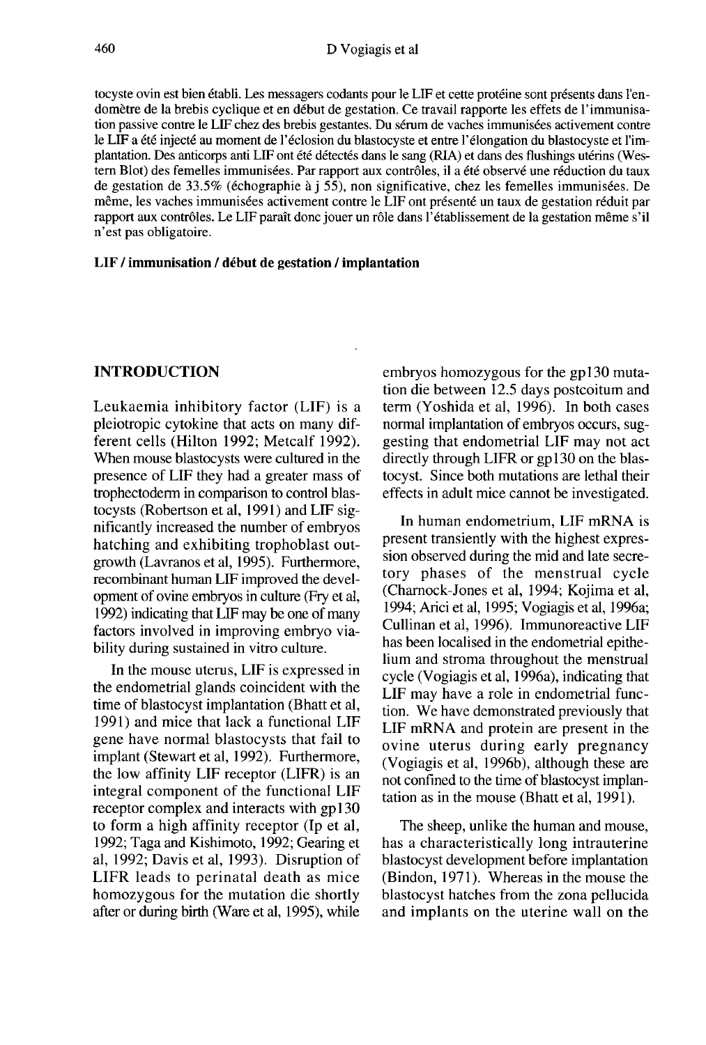tocyste ovin est bien établi. Les messagers codants pour le LIF et cette protéine sont présents dans l'endomètre de la brebis cyclique et en début de gestation. Ce travail rapporte les effets de l'immunisation passive contre le LIF chez des brebis gestantes. Du sérum de vaches immunisées activement contre le LIF a été injecté au moment de l'éclosion du blastocyste et entre l'élongation du blastocyste et l'implantation. Des anticorps anti LIF ont été détectés dans le sang (RIA) et dans des flushings utérins (Western Blot) des femelles immunisées. Par rapport aux contrôles, il a été observé une réduction du taux de gestation de 33.5% (échographie à j 55), non significative, chez les femelles immunisées. De même, les vaches immunisées activement contre le LIF ont présenté un taux de gestation réduit par rapport aux contrôles. Le LIF paraît donc jouer un rôle dans l'établissement de la gestation même s'il n'est pas obligatoire.

**LIF / immunisation / début de gestation / implantation**

## INTRODUCTION

Leukaemia inhibitory factor (LIF) is a pleiotropic cytokine that acts on many different cells (Hilton 1992; Metcalf 1992). When mouse blastocysts were cultured in the presence of LIF they had a greater mass of trophectoderm in comparison to control blastocysts (Robertson et al, 1991) and LIF significantly increased the number of embryos hatching and exhibiting trophoblast outgrowth (Lavranos et al, 1995). Furthermore, recombinant human LIF improved the development of ovine embryos in culture (Fry et al, 1992) indicating that LIF may be one of many factors involved in improving embryo viability during sustained in vitro culture.

In the mouse uterus, LIF is expressed in the endometrial glands coincident with the time of blastocyst implantation (Bhatt et al, 1991) and mice that lack a functional LIF gene have normal blastocysts that fail to implant (Stewart et al, 1992). Furthermore, the low affinity LIF receptor (LIFR) is an integral component of the functional LIF receptor complex and interacts with gp130 to form a high affinity receptor (Ip et al, 1992; Taga and Kishimoto, 1992; Gearing et al, 1992; Davis et al, 1993). Disruption of LIFR leads to perinatal death as mice homozygous for the mutation die shortly after or during birth (Ware et al, 1995), while embryos homozygous for the gp130 mutation die between 12.5 days postcoitum and term (Yoshida et al, 1996). In both cases normal implantation of embryos occurs, suggesting that endometrial LIF may not act directly through LIFR or gp130 on the blastocyst. Since both mutations are lethal their effects in adult mice cannot be investigated.

In human endometrium, LIF mRNA is present transiently with the highest expression observed during the mid and late secretory phases of the menstrual cycle (Charnock-Jones et al, 1994; Kojima et al, 1994; Arici et al, 1995; Vogiagis et al, 1996a; Cullinan et al, 1996). Immunoreactive LIF has been localised in the endometrial epithelium and stroma throughout the menstrual cycle (Vogiagis et al, 1996a), indicating that LIF may have a role in endometrial function. We have demonstrated previously that LIF mRNA and protein are present in the ovine uterus during early pregnancy (Vogiagis et al, 1996b), although these are not confined to the time of blastocyst implantation as in the mouse (Bhatt et al, 1991).

The sheep, unlike the human and mouse, has a characteristically long intrauterine blastocyst development before implantation (Bindon, 1971). Whereas in the mouse the blastocyst hatches from the zona pellucida and implants on the uterine wall on the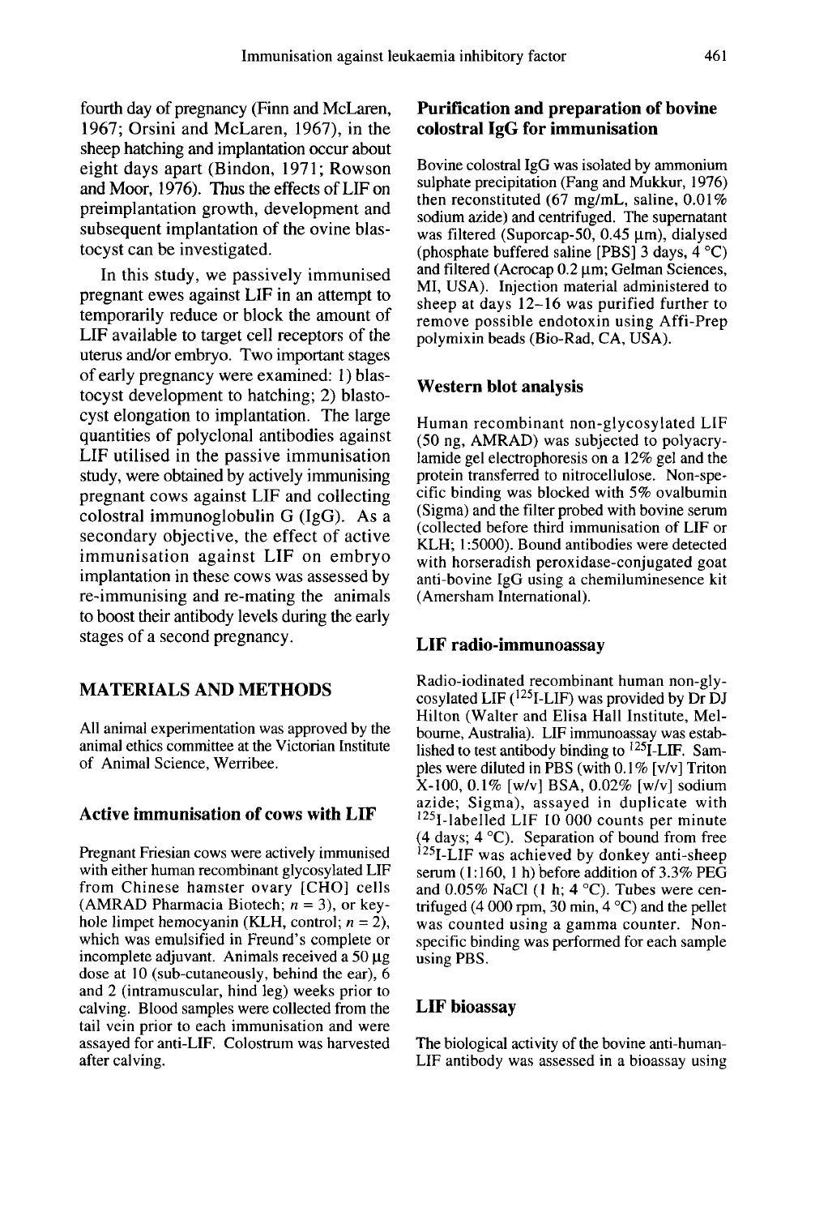fourth day of pregnancy (Finn and McLaren, 1967; Orsini and McLaren, 1967), in the sheep hatching and implantation occur about eight days apart (Bindon, 1971; Rowson and Moor, 1976). Thus the effects of LIF on preimplantation growth, development and subsequent implantation of the ovine blastocyst can be investigated.

In this study, we passively immunised pregnant ewes against LIF in an attempt to temporarily reduce or block the amount of LIF available to target cell receptors of the uterus and/or embryo. Two important stages of early pregnancy were examined: 1) blastocyst development to hatching; 2) blastocyst elongation to implantation. The large quantities of polyclonal antibodies against LIF utilised in the passive immunisation study, were obtained by actively immunising pregnant cows against LIF and collecting colostral immunoglobulin G (IgG). As a secondary objective, the effect of active immunisation against LIF on embryo implantation in these cows was assessed by re-immunising and re-mating the animals to boost their antibody levels during the early stages of a second pregnancy.

## MATERIALS AND METHODS

All animal experimentation was approved by the animal ethics committee at the Victorian Institute of Animal Science, Werribee.

### Active immunisation of cows with LIF

Pregnant Friesian cows were actively immunised with either human recombinant glycosylated LIF from Chinese hamster ovary [CHO] cells (AMRAD Pharmacia Biotech; $n = 3$), or keyhole limpet hemocyanin (KLH, control; $n = 2$), which was emulsified in Freund's complete or incomplete adjuvant. Animals received a 50 µg dose at 10 (sub-cutaneously, behind the ear), 6 and 2 (intramuscular, hind leg) weeks prior to calving. Blood samples were collected from the tail vein prior to each immunisation and were assayed for anti-LIF. Colostrum was harvested after calving.

### Purification and preparation of bovine colostral IgG for immunisation

Bovine colostral IgG was isolated by ammonium sulphate precipitation (Fang and Mukkur, 1976) then reconstituted (67 mg/mL, saline, 0.01% sodium azide) and centrifuged. The supernatant was filtered (Suporcap-50, 0.45 µm), dialysed (phosphate buffered saline [PBS] 3 days, 4 °C) and filtered (Acrocap 0.2 µm; Gelman Sciences, MI, USA). Injection material administered to sheep at days 12–16 was purified further to remove possible endotoxin using Affi-Prep polymixin beads (Bio-Rad, CA, USA).

### Western blot analysis

Human recombinant non-glycosylated LIF (50 ng, AMRAD) was subjected to polyacrylamide gel electrophoresis on a 12% gel and the protein transferred to nitrocellulose. Non-specific binding was blocked with 5% ovalbumin (Sigma) and the filter probed with bovine serum (collected before third immunisation of LIF or KLH; 1:5000). Bound antibodies were detected with horseradish peroxidase-conjugated goat anti-bovine IgG using a chemiluminesence kit (Amersham International).

### LIF radio-immunoassay

Radio-iodinated recombinant human non-glycosylated LIF ($^{125}$I-LIF) was provided by Dr DJ Hilton (Walter and Elisa Hall Institute, Melbourne, Australia). LIF immunoassay was established to test antibody binding to $^{125}$I-LIF. Samples were diluted in PBS (with 0.1% [v/v] Triton X-100, 0.1% [w/v] BSA, 0.02% [w/v] sodium azide; Sigma), assayed in duplicate with $^{125}$I-labelled LIF 10 000 counts per minute (4 days; 4 °C). Separation of bound from free $^{125}$I-LIF was achieved by donkey anti-sheep serum (1:160, 1 h) before addition of 3.3% PEG and 0.05% NaCl (1 h; 4 °C). Tubes were centrifuged (4 000 rpm, 30 min, 4 °C) and the pellet was counted using a gamma counter. Non-specific binding was performed for each sample using PBS.

### LIF bioassay

The biological activity of the bovine anti-human-LIF antibody was assessed in a bioassay using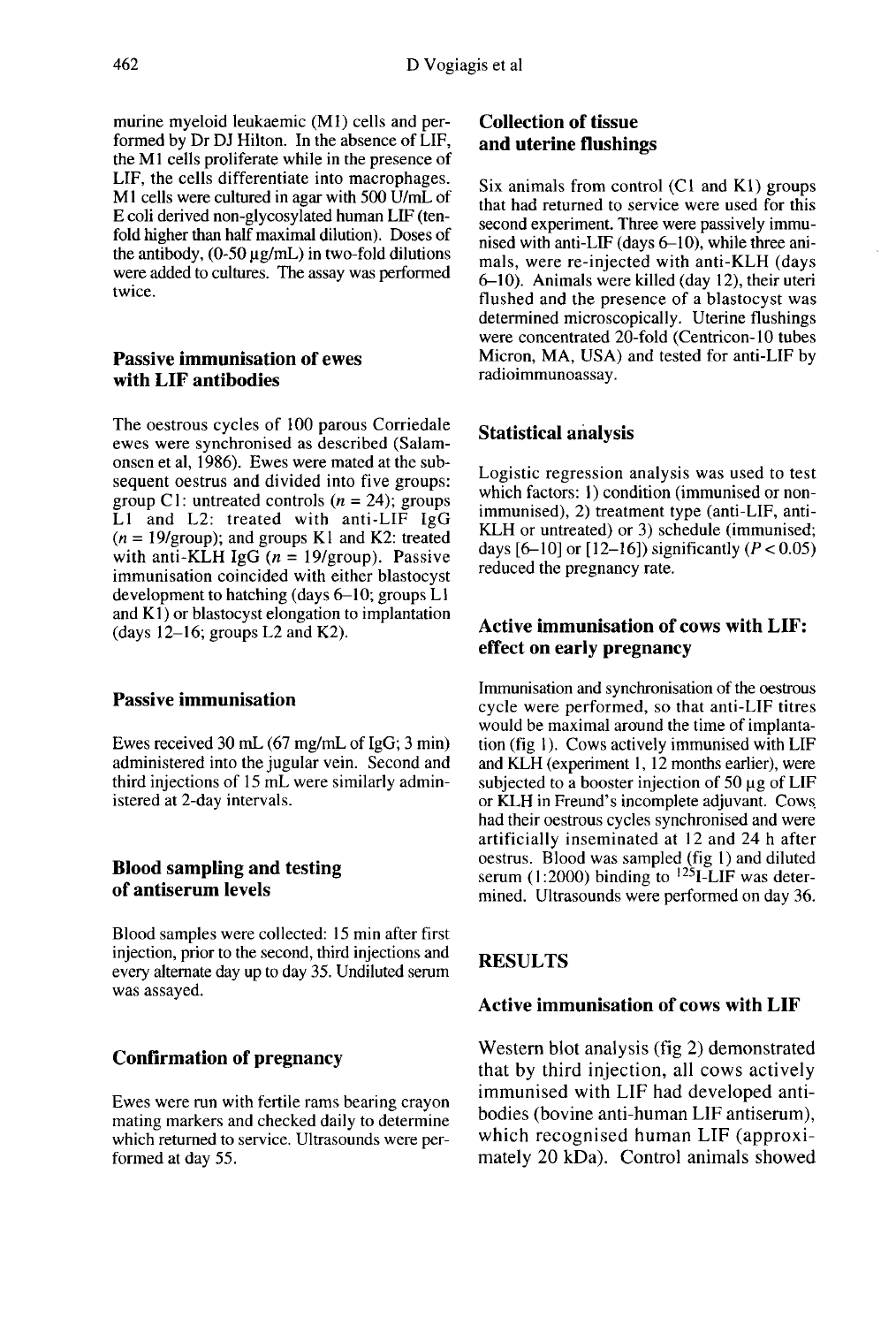murine myeloid leukaemic (M1) cells and performed by Dr DJ Hilton. In the absence of LIF, the M1 cells proliferate while in the presence of LIF, the cells differentiate into macrophages. M1 cells were cultured in agar with 500 U/mL of E coli derived non-glycosylated human LIF (ten-fold higher than half maximal dilution). Doses of the antibody, (0-50 μg/mL) in two-fold dilutions were added to cultures. The assay was performed twice.

### Passive immunisation of ewes with LIF antibodies

The oestrous cycles of 100 parous Corriedale ewes were synchronised as described (Salamonsen et al, 1986). Ewes were mated at the subsequent oestrus and divided into five groups: group C1: untreated controls ($n = 24$); groups L1 and L2: treated with anti-LIF IgG ($n = 19$/group); and groups K1 and K2: treated with anti-KLH IgG ($n = 19$/group). Passive immunisation coincided with either blastocyst development to hatching (days 6–10; groups L1 and K1) or blastocyst elongation to implantation (days 12–16; groups L2 and K2).

### Passive immunisation

Ewes received 30 mL (67 mg/mL of IgG; 3 min) administered into the jugular vein. Second and third injections of 15 mL were similarly administered at 2-day intervals.

### Blood sampling and testing of antiserum levels

Blood samples were collected: 15 min after first injection, prior to the second, third injections and every alternate day up to day 35. Undiluted serum was assayed.

### Confirmation of pregnancy

Ewes were run with fertile rams bearing crayon mating markers and checked daily to determine which returned to service. Ultrasounds were performed at day 55.

### Collection of tissue and uterine flushings

Six animals from control (C1 and K1) groups that had returned to service were used for this second experiment. Three were passively immunised with anti-LIF (days 6–10), while three animals, were re-injected with anti-KLH (days 6–10). Animals were killed (day 12), their uteri flushed and the presence of a blastocyst was determined microscopically. Uterine flushings were concentrated 20-fold (Centricon-10 tubes Micron, MA, USA) and tested for anti-LIF by radioimmunoassay.

### Statistical analysis

Logistic regression analysis was used to test which factors: 1) condition (immunised or non-immunised), 2) treatment type (anti-LIF, anti-KLH or untreated) or 3) schedule (immunised; days [6–10] or [12–16]) significantly ($P < 0.05$) reduced the pregnancy rate.

### Active immunisation of cows with LIF: effect on early pregnancy

Immunisation and synchronisation of the oestrous cycle were performed, so that anti-LIF titres would be maximal around the time of implantation (fig 1). Cows actively immunised with LIF and KLH (experiment 1, 12 months earlier), were subjected to a booster injection of 50 μg of LIF or KLH in Freund's incomplete adjuvant. Cows had their oestrous cycles synchronised and were artificially inseminated at 12 and 24 h after oestrus. Blood was sampled (fig 1) and diluted serum (1:2000) binding to $^{125}$I-LIF was determined. Ultrasounds were performed on day 36.

## RESULTS

### Active immunisation of cows with LIF

Western blot analysis (fig 2) demonstrated that by third injection, all cows actively immunised with LIF had developed antibodies (bovine anti-human LIF antiserum), which recognised human LIF (approximately 20 kDa). Control animals showed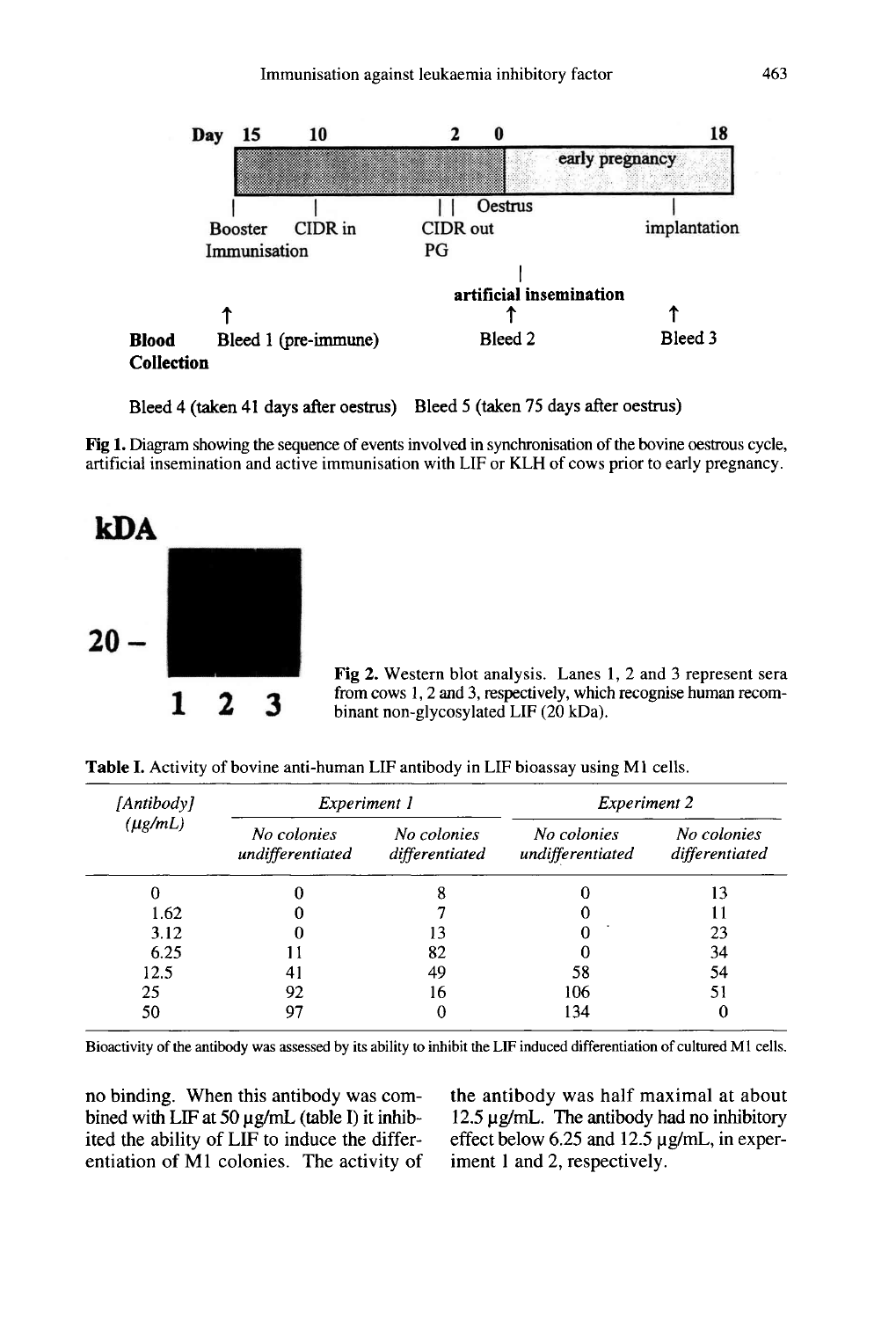Fig 1. Diagram showing the sequence of events involved in synchronisation of the bovine oestrous cycle, artificial insemination and active immunisation with LIF or KLH of cows prior to early pregnancy.

Fig 2. Western blot analysis. Lanes 1, 2 and 3 represent sera from cows 1, 2 and 3, respectively, which recognise human recombinant non-glycosylated LIF (20 kDa).

**Table I.** Activity of bovine anti-human LIF antibody in LIF bioassay using M1 cells.

| *[Antibody] (μg/mL)* | *Experiment 1* | | *Experiment 2* | |
|---|---|---|---|---|
| | *No colonies undifferentiated* | *No colonies differentiated* | *No colonies undifferentiated* | *No colonies differentiated* |
| 0 | 0 | 8 | 0 | 13 |
| 1.62 | 0 | 7 | 0 | 11 |
| 3.12 | 0 | 13 | 0 | 23 |
| 6.25 | 11 | 82 | 0 | 34 |
| 12.5 | 41 | 49 | 58 | 54 |
| 25 | 92 | 16 | 106 | 51 |
| 50 | 97 | 0 | 134 | 0 |

Bioactivity of the antibody was assessed by its ability to inhibit the LIF induced differentiation of cultured M1 cells.

no binding. When this antibody was combined with LIF at 50 μg/mL (table I) it inhibited the ability of LIF to induce the differentiation of M1 colonies. The activity of the antibody was half maximal at about 12.5 μg/mL. The antibody had no inhibitory effect below 6.25 and 12.5 μg/mL, in experiment 1 and 2, respectively.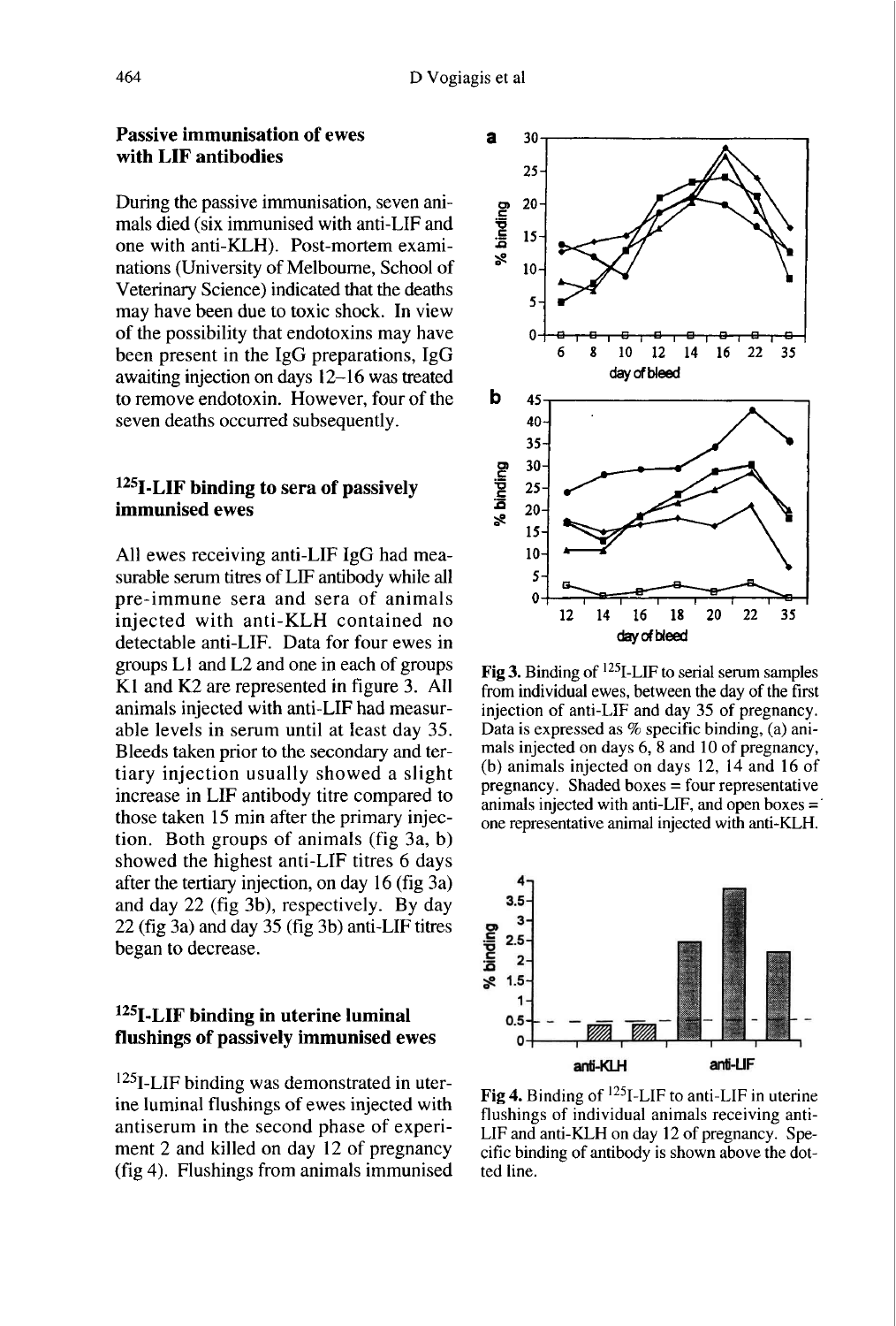## Passive immunisation of ewes with LIF antibodies

During the passive immunisation, seven animals died (six immunised with anti-LIF and one with anti-KLH). Post-mortem examinations (University of Melbourne, School of Veterinary Science) indicated that the deaths may have been due to toxic shock. In view of the possibility that endotoxins may have been present in the IgG preparations, IgG awaiting injection on days 12–16 was treated to remove endotoxin. However, four of the seven deaths occurred subsequently.

## $^{125}$I-LIF binding to sera of passively immunised ewes

All ewes receiving anti-LIF IgG had measurable serum titres of LIF antibody while all pre-immune sera and sera of animals injected with anti-KLH contained no detectable anti-LIF. Data for four ewes in groups L1 and L2 and one in each of groups K1 and K2 are represented in figure 3. All animals injected with anti-LIF had measurable levels in serum until at least day 35. Bleeds taken prior to the secondary and tertiary injection usually showed a slight increase in LIF antibody titre compared to those taken 15 min after the primary injection. Both groups of animals (fig 3a, b) showed the highest anti-LIF titres 6 days after the tertiary injection, on day 16 (fig 3a) and day 22 (fig 3b), respectively. By day 22 (fig 3a) and day 35 (fig 3b) anti-LIF titres began to decrease.

## $^{125}$I-LIF binding in uterine luminal flushings of passively immunised ewes

$^{125}$I-LIF binding was demonstrated in uterine luminal flushings of ewes injected with antiserum in the second phase of experiment 2 and killed on day 12 of pregnancy (fig 4). Flushings from animals immunised

**Fig 3.** Binding of $^{125}$I-LIF to serial serum samples from individual ewes, between the day of the first injection of anti-LIF and day 35 of pregnancy. Data is expressed as % specific binding, (a) animals injected on days 6, 8 and 10 of pregnancy, (b) animals injected on days 12, 14 and 16 of pregnancy. Shaded boxes = four representative animals injected with anti-LIF, and open boxes = one representative animal injected with anti-KLH.

**Fig 4.** Binding of $^{125}$I-LIF to anti-LIF in uterine flushings of individual animals receiving anti-LIF and anti-KLH on day 12 of pregnancy. Specific binding of antibody is shown above the dotted line.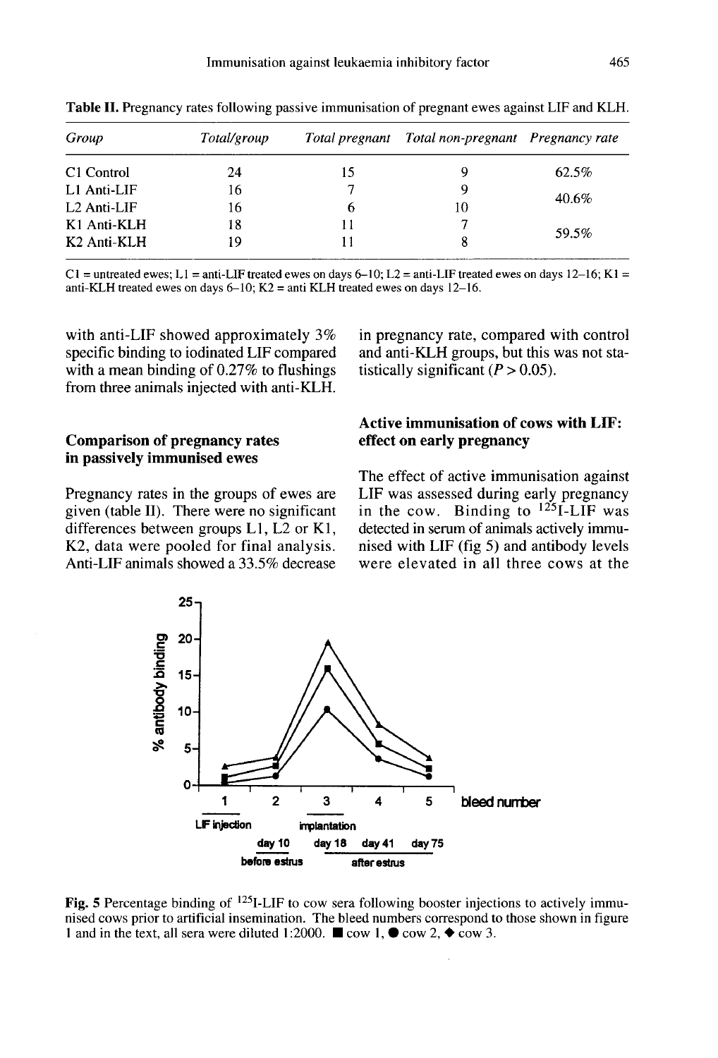**Table II.** Pregnancy rates following passive immunisation of pregnant ewes against LIF and KLH.

| *Group* | *Total/group* | *Total pregnant* | *Total non-pregnant* | *Pregnancy rate* |
|---|---|---|---|---|
| C1 Control | 24 | 15 | 9 | 62.5% |
| L1 Anti-LIF | 16 | 7 | 9 | 40.6% |
| L2 Anti-LIF | 16 | 6 | 10 | |
| K1 Anti-KLH | 18 | 11 | 7 | 59.5% |
| K2 Anti-KLH | 19 | 11 | 8 | |

C1 = untreated ewes; L1 = anti-LIF treated ewes on days 6–10; L2 = anti-LIF treated ewes on days 12–16; K1 = anti-KLH treated ewes on days 6–10; K2 = anti KLH treated ewes on days 12–16.

with anti-LIF showed approximately 3% specific binding to iodinated LIF compared with a mean binding of 0.27% to flushings from three animals injected with anti-KLH.

## Comparison of pregnancy rates in passively immunised ewes

Pregnancy rates in the groups of ewes are given (table II). There were no significant differences between groups L1, L2 or K1, K2, data were pooled for final analysis. Anti-LIF animals showed a 33.5% decrease in pregnancy rate, compared with control and anti-KLH groups, but this was not statistically significant ($P > 0.05$).

## Active immunisation of cows with LIF: effect on early pregnancy

The effect of active immunisation against LIF was assessed during early pregnancy in the cow. Binding to $^{125}$I-LIF was detected in serum of animals actively immunised with LIF (fig 5) and antibody levels were elevated in all three cows at the

**Fig. 5** Percentage binding of $^{125}$I-LIF to cow sera following booster injections to actively immunised cows prior to artificial insemination. The bleed numbers correspond to those shown in figure 1 and in the text, all sera were diluted 1:2000. ■ cow 1, ● cow 2, ◆ cow 3.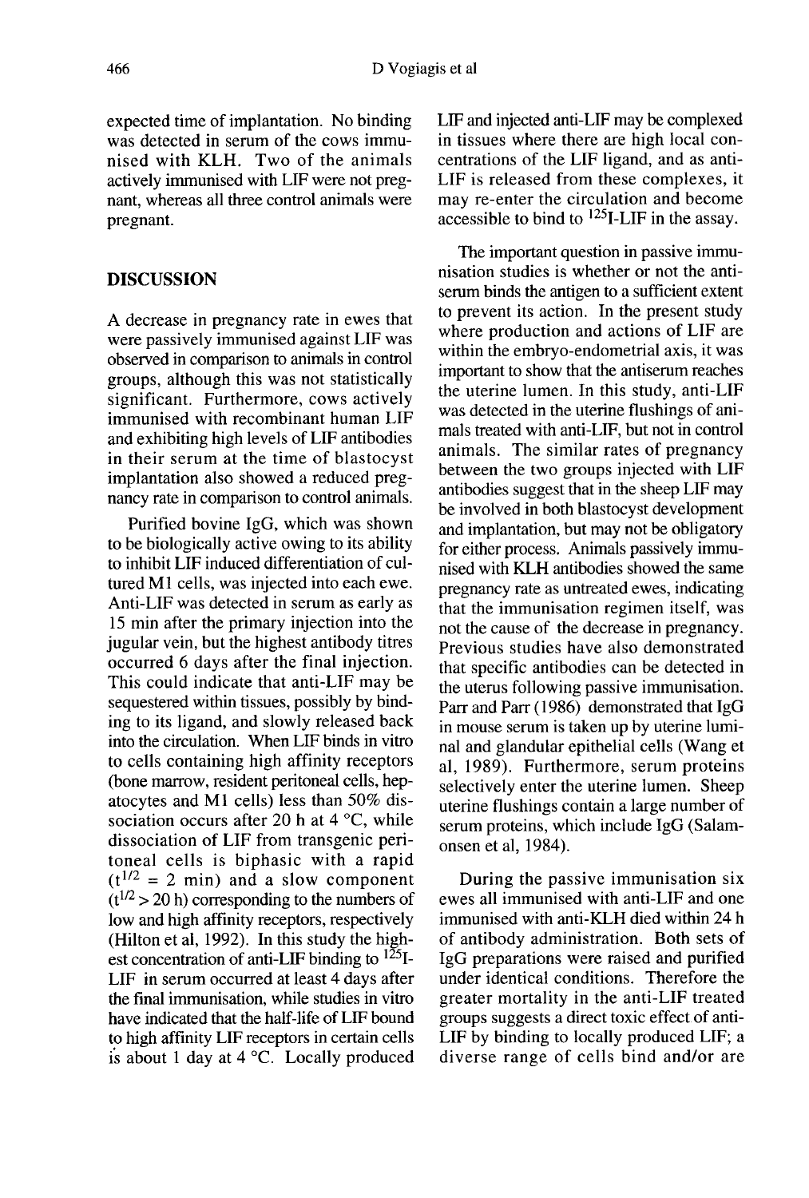expected time of implantation. No binding was detected in serum of the cows immunised with KLH. Two of the animals actively immunised with LIF were not pregnant, whereas all three control animals were pregnant.

## DISCUSSION

A decrease in pregnancy rate in ewes that were passively immunised against LIF was observed in comparison to animals in control groups, although this was not statistically significant. Furthermore, cows actively immunised with recombinant human LIF and exhibiting high levels of LIF antibodies in their serum at the time of blastocyst implantation also showed a reduced pregnancy rate in comparison to control animals.

Purified bovine IgG, which was shown to be biologically active owing to its ability to inhibit LIF induced differentiation of cultured M1 cells, was injected into each ewe. Anti-LIF was detected in serum as early as 15 min after the primary injection into the jugular vein, but the highest antibody titres occurred 6 days after the final injection. This could indicate that anti-LIF may be sequestered within tissues, possibly by binding to its ligand, and slowly released back into the circulation. When LIF binds in vitro to cells containing high affinity receptors (bone marrow, resident peritoneal cells, hepatocytes and M1 cells) less than 50% dissociation occurs after 20 h at 4 °C, while dissociation of LIF from transgenic peritoneal cells is biphasic with a rapid ($t^{1/2}$ = 2 min) and a slow component ($t^{1/2}$ > 20 h) corresponding to the numbers of low and high affinity receptors, respectively (Hilton et al, 1992). In this study the highest concentration of anti-LIF binding to $^{125}$I-LIF in serum occurred at least 4 days after the final immunisation, while studies in vitro have indicated that the half-life of LIF bound to high affinity LIF receptors in certain cells is about 1 day at 4 °C. Locally produced LIF and injected anti-LIF may be complexed in tissues where there are high local concentrations of the LIF ligand, and as anti-LIF is released from these complexes, it may re-enter the circulation and become accessible to bind to $^{125}$I-LIF in the assay.

The important question in passive immunisation studies is whether or not the antiserum binds the antigen to a sufficient extent to prevent its action. In the present study where production and actions of LIF are within the embryo-endometrial axis, it was important to show that the antiserum reaches the uterine lumen. In this study, anti-LIF was detected in the uterine flushings of animals treated with anti-LIF, but not in control animals. The similar rates of pregnancy between the two groups injected with LIF antibodies suggest that in the sheep LIF may be involved in both blastocyst development and implantation, but may not be obligatory for either process. Animals passively immunised with KLH antibodies showed the same pregnancy rate as untreated ewes, indicating that the immunisation regimen itself, was not the cause of the decrease in pregnancy. Previous studies have also demonstrated that specific antibodies can be detected in the uterus following passive immunisation. Parr and Parr (1986) demonstrated that IgG in mouse serum is taken up by uterine luminal and glandular epithelial cells (Wang et al, 1989). Furthermore, serum proteins selectively enter the uterine lumen. Sheep uterine flushings contain a large number of serum proteins, which include IgG (Salamonsen et al, 1984).

During the passive immunisation six ewes all immunised with anti-LIF and one immunised with anti-KLH died within 24 h of antibody administration. Both sets of IgG preparations were raised and purified under identical conditions. Therefore the greater mortality in the anti-LIF treated groups suggests a direct toxic effect of anti-LIF by binding to locally produced LIF; a diverse range of cells bind and/or are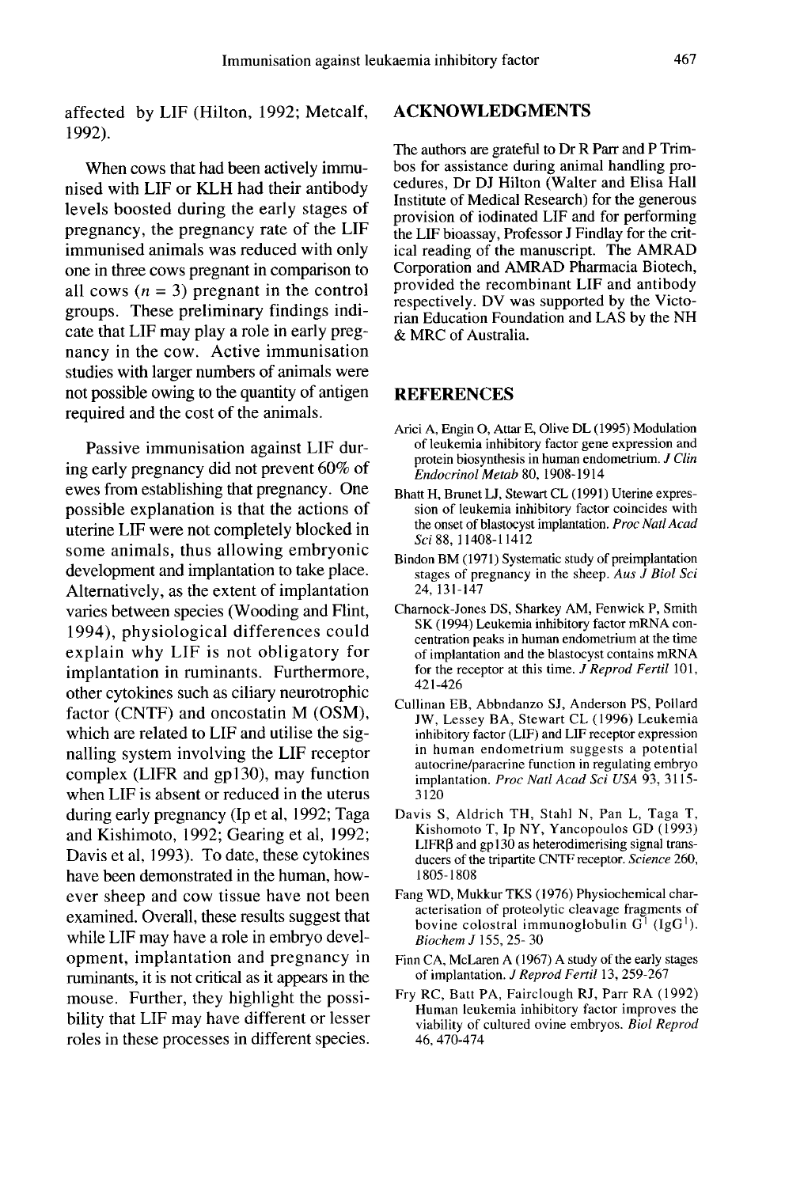affected by LIF (Hilton, 1992; Metcalf, 1992).

When cows that had been actively immunised with LIF or KLH had their antibody levels boosted during the early stages of pregnancy, the pregnancy rate of the LIF immunised animals was reduced with only one in three cows pregnant in comparison to all cows ($n = 3$) pregnant in the control groups. These preliminary findings indicate that LIF may play a role in early pregnancy in the cow. Active immunisation studies with larger numbers of animals were not possible owing to the quantity of antigen required and the cost of the animals.

Passive immunisation against LIF during early pregnancy did not prevent 60% of ewes from establishing that pregnancy. One possible explanation is that the actions of uterine LIF were not completely blocked in some animals, thus allowing embryonic development and implantation to take place. Alternatively, as the extent of implantation varies between species (Wooding and Flint, 1994), physiological differences could explain why LIF is not obligatory for implantation in ruminants. Furthermore, other cytokines such as ciliary neurotrophic factor (CNTF) and oncostatin M (OSM), which are related to LIF and utilise the signalling system involving the LIF receptor complex (LIFR and gp130), may function when LIF is absent or reduced in the uterus during early pregnancy (Ip et al, 1992; Taga and Kishimoto, 1992; Gearing et al, 1992; Davis et al, 1993). To date, these cytokines have been demonstrated in the human, however sheep and cow tissue have not been examined. Overall, these results suggest that while LIF may have a role in embryo development, implantation and pregnancy in ruminants, it is not critical as it appears in the mouse. Further, they highlight the possibility that LIF may have different or lesser roles in these processes in different species.

## ACKNOWLEDGMENTS

The authors are grateful to Dr R Parr and P Trimbos for assistance during animal handling procedures, Dr DJ Hilton (Walter and Elisa Hall Institute of Medical Research) for the generous provision of iodinated LIF and for performing the LIF bioassay, Professor J Findlay for the critical reading of the manuscript. The AMRAD Corporation and AMRAD Pharmacia Biotech, provided the recombinant LIF and antibody respectively. DV was supported by the Victorian Education Foundation and LAS by the NH & MRC of Australia.

## REFERENCES

Arici A, Engin O, Attar E, Olive DL (1995) Modulation of leukemia inhibitory factor gene expression and protein biosynthesis in human endometrium. *J Clin Endocrinol Metab* 80, 1908-1914

Bhatt H, Brunet LJ, Stewart CL (1991) Uterine expression of leukemia inhibitory factor coincides with the onset of blastocyst implantation. *Proc Natl Acad Sci* 88, 11408-11412

Bindon BM (1971) Systematic study of preimplantation stages of pregnancy in the sheep. *Aus J Biol Sci* 24, 131-147

Charnock-Jones DS, Sharkey AM, Fenwick P, Smith SK (1994) Leukemia inhibitory factor mRNA concentration peaks in human endometrium at the time of implantation and the blastocyst contains mRNA for the receptor at this time. *J Reprod Fertil* 101, 421-426

Cullinan EB, Abbndanzo SJ, Anderson PS, Pollard JW, Lessey BA, Stewart CL (1996) Leukemia inhibitory factor (LIF) and LIF receptor expression in human endometrium suggests a potential autocrine/paracrine function in regulating embryo implantation. *Proc Natl Acad Sci USA* 93, 3115-3120

Davis S, Aldrich TH, Stahl N, Pan L, Taga T, Kishomoto T, Ip NY, Yancopoulos GD (1993) LIFRβ and gp130 as heterodimerising signal transducers of the tripartite CNTF receptor. *Science* 260, 1805-1808

Fang WD, Mukkur TKS (1976) Physiochemical characterisation of proteolytic cleavage fragments of bovine colostral immunoglobulin $G^1$ ($IgG^1$). *Biochem J* 155, 25- 30

Finn CA, McLaren A (1967) A study of the early stages of implantation. *J Reprod Fertil* 13, 259-267

Fry RC, Batt PA, Fairclough RJ, Parr RA (1992) Human leukemia inhibitory factor improves the viability of cultured ovine embryos. *Biol Reprod* 46, 470-474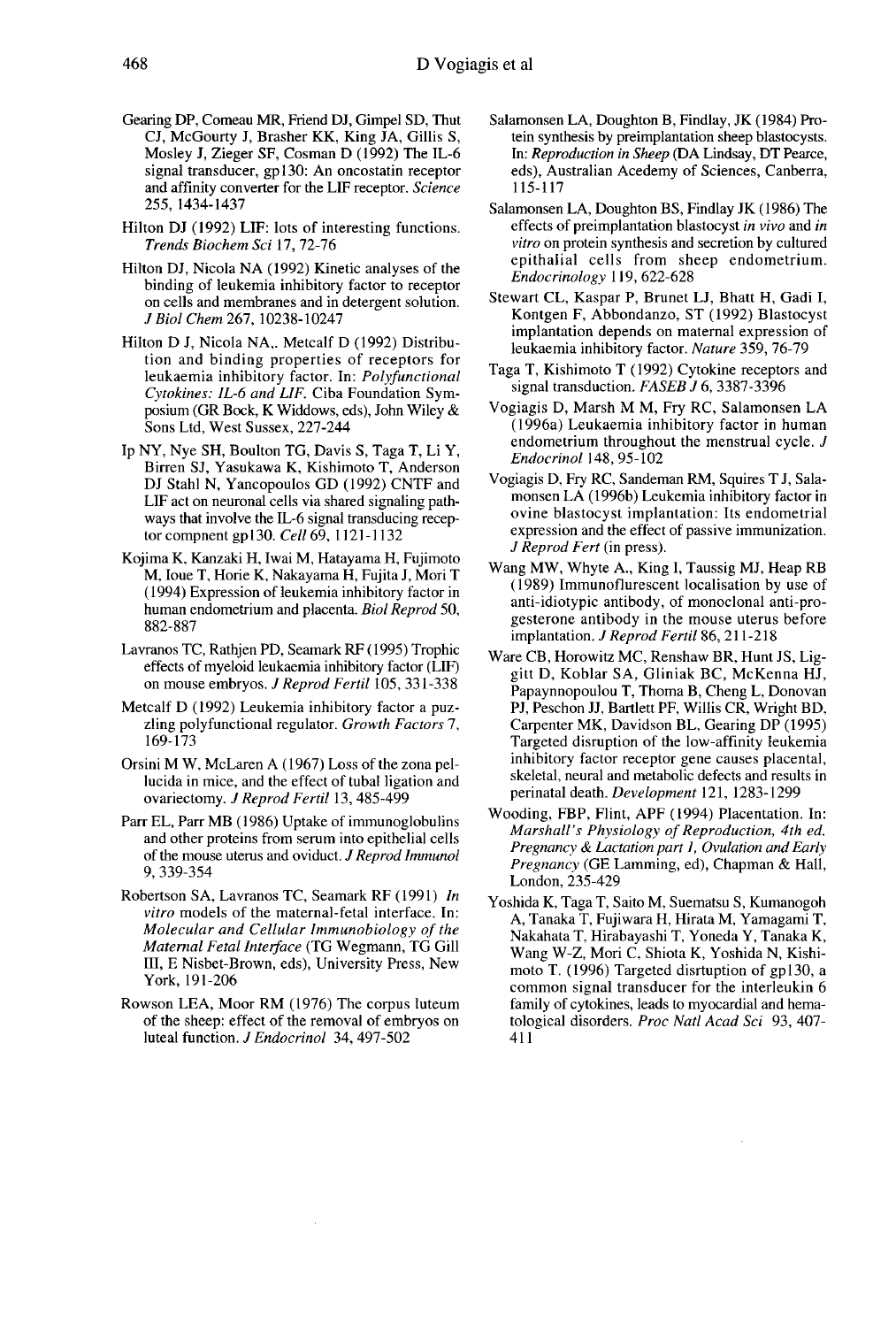Gearing DP, Comeau MR, Friend DJ, Gimpel SD, Thut CJ, McGourty J, Brasher KK, King JA, Gillis S, Mosley J, Zieger SF, Cosman D (1992) The IL-6 signal transducer, gp130: An oncostatin receptor and affinity converter for the LIF receptor. *Science* 255, 1434-1437

Hilton DJ (1992) LIF: lots of interesting functions. *Trends Biochem Sci* 17, 72-76

Hilton DJ, Nicola NA (1992) Kinetic analyses of the binding of leukemia inhibitory factor to receptor on cells and membranes and in detergent solution. *J Biol Chem* 267, 10238-10247

Hilton D J, Nicola NA,. Metcalf D (1992) Distribution and binding properties of receptors for leukaemia inhibitory factor. In: *Polyfunctional Cytokines: IL-6 and LIF.* Ciba Foundation Symposium (GR Bock, K Widdows, eds), John Wiley & Sons Ltd, West Sussex, 227-244

Ip NY, Nye SH, Boulton TG, Davis S, Taga T, Li Y, Birren SJ, Yasukawa K, Kishimoto T, Anderson DJ Stahl N, Yancopoulos GD (1992) CNTF and LIF act on neuronal cells via shared signaling pathways that involve the IL-6 signal transducing receptor compnent gp130. *Cell* 69, 1121-1132

Kojima K, Kanzaki H, Iwai M, Hatayama H, Fujimoto M, Ioue T, Horie K, Nakayama H, Fujita J, Mori T (1994) Expression of leukemia inhibitory factor in human endometrium and placenta. *Biol Reprod* 50, 882-887

Lavranos TC, Rathjen PD, Seamark RF (1995) Trophic effects of myeloid leukaemia inhibitory factor (LIF) on mouse embryos. *J Reprod Fertil* 105, 331-338

Metcalf D (1992) Leukemia inhibitory factor a puzzling polyfunctional regulator. *Growth Factors* 7, 169-173

Orsini M W, McLaren A (1967) Loss of the zona pellucida in mice, and the effect of tubal ligation and ovariectomy. *J Reprod Fertil* 13, 485-499

Parr EL, Parr MB (1986) Uptake of immunoglobulins and other proteins from serum into epithelial cells of the mouse uterus and oviduct. *J Reprod Immunol* 9, 339-354

Robertson SA, Lavranos TC, Seamark RF (1991) *In vitro* models of the maternal-fetal interface. In: *Molecular and Cellular Immunobiology of the Maternal Fetal Interface* (TG Wegmann, TG Gill III, E Nisbet-Brown, eds), University Press, New York, 191-206

Rowson LEA, Moor RM (1976) The corpus luteum of the sheep: effect of the removal of embryos on luteal function. *J Endocrinol* 34, 497-502

Salamonsen LA, Doughton B, Findlay, JK (1984) Protein synthesis by preimplantation sheep blastocysts. In: *Reproduction in Sheep* (DA Lindsay, DT Pearce, eds), Australian Acedemy of Sciences, Canberra, 115-117

Salamonsen LA, Doughton BS, Findlay JK (1986) The effects of preimplantation blastocyst *in vivo* and *in vitro* on protein synthesis and secretion by cultured epithalial cells from sheep endometrium. *Endocrinology* 119, 622-628

Stewart CL, Kaspar P, Brunet LJ, Bhatt H, Gadi I, Kontgen F, Abbondanzo, ST (1992) Blastocyst implantation depends on maternal expression of leukaemia inhibitory factor. *Nature* 359, 76-79

Taga T, Kishimoto T (1992) Cytokine receptors and signal transduction. *FASEB J* 6, 3387-3396

Vogiagis D, Marsh M M, Fry RC, Salamonsen LA (1996a) Leukaemia inhibitory factor in human endometrium throughout the menstrual cycle. *J Endocrinol* 148, 95-102

Vogiagis D, Fry RC, Sandeman RM, Squires T J, Salamonsen LA (1996b) Leukemia inhibitory factor in ovine blastocyst implantation: Its endometrial expression and the effect of passive immunization. *J Reprod Fert* (in press).

Wang MW, Whyte A., King I, Taussig MJ, Heap RB (1989) Immunoflurescent localisation by use of anti-idiotypic antibody, of monoclonal anti-progesterone antibody in the mouse uterus before implantation. *J Reprod Fertil* 86, 211-218

Ware CB, Horowitz MC, Renshaw BR, Hunt JS, Liggitt D, Koblar SA, Gliniak BC, McKenna HJ, Papaynnopoulou T, Thoma B, Cheng L, Donovan PJ, Peschon JJ, Bartlett PF, Willis CR, Wright BD, Carpenter MK, Davidson BL, Gearing DP (1995) Targeted disruption of the low-affinity leukemia inhibitory factor receptor gene causes placental, skeletal, neural and metabolic defects and results in perinatal death. *Development* 121, 1283-1299

Wooding, FBP, Flint, APF (1994) Placentation. In: *Marshall's Physiology of Reproduction, 4th ed. Pregnancy & Lactation part 1, Ovulation and Early Pregnancy* (GE Lamming, ed), Chapman & Hall, London, 235-429

Yoshida K, Taga T, Saito M, Suematsu S, Kumanogoh A, Tanaka T, Fujiwara H, Hirata M, Yamagami T, Nakahata T, Hirabayashi T, Yoneda Y, Tanaka K, Wang W-Z, Mori C, Shiota K, Yoshida N, Kishimoto T. (1996) Targeted disrtuption of gp130, a common signal transducer for the interleukin 6 family of cytokines, leads to myocardial and hematological disorders. *Proc Natl Acad Sci* 93, 407-411